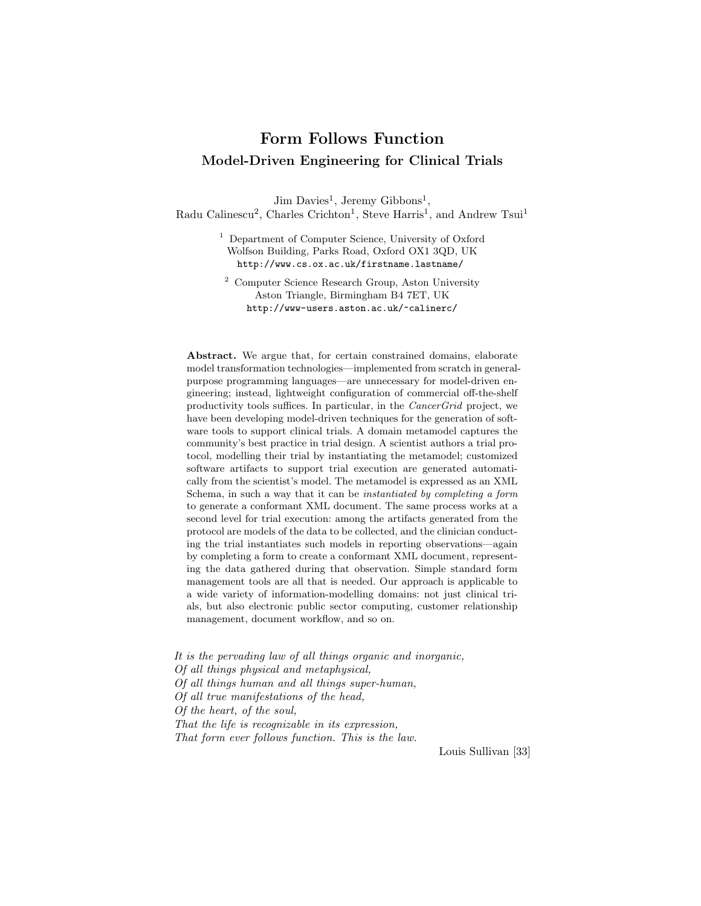# Form Follows Function

## Model-Driven Engineering for Clinical Trials

Jim Davies[1], Jeremy Gibbons[1],
Radu Calinescu[2], Charles Crichton[1], Steve Harris[1], and Andrew Tsui[1]

[1] Department of Computer Science, University of Oxford
Wolfson Building, Parks Road, Oxford OX1 3QD, UK
http://www.cs.ox.ac.uk/firstname.lastname/

[2] Computer Science Research Group, Aston University
Aston Triangle, Birmingham B4 7ET, UK
http://www-users.aston.ac.uk/~calinerc/

**Abstract.** We argue that, for certain constrained domains, elaborate model transformation technologies—implemented from scratch in general-purpose programming languages—are unnecessary for model-driven engineering; instead, lightweight configuration of commercial off-the-shelf productivity tools suffices. In particular, in the *CancerGrid* project, we have been developing model-driven techniques for the generation of software tools to support clinical trials. A domain metamodel captures the community's best practice in trial design. A scientist authors a trial protocol, modelling their trial by instantiating the metamodel; customized software artifacts to support trial execution are generated automatically from the scientist's model. The metamodel is expressed as an XML Schema, in such a way that it can be *instantiated by completing a form* to generate a conformant XML document. The same process works at a second level for trial execution: among the artifacts generated from the protocol are models of the data to be collected, and the clinician conducting the trial instantiates such models in reporting observations—again by completing a form to create a conformant XML document, representing the data gathered during that observation. Simple standard form management tools are all that is needed. Our approach is applicable to a wide variety of information-modelling domains: not just clinical trials, but also electronic public sector computing, customer relationship management, document workflow, and so on.

*It is the pervading law of all things organic and inorganic,*
*Of all things physical and metaphysical,*
*Of all things human and all things super-human,*
*Of all true manifestations of the head,*
*Of the heart, of the soul,*
*That the life is recognizable in its expression,*
*That form ever follows function. This is the law.*

Louis Sullivan [33]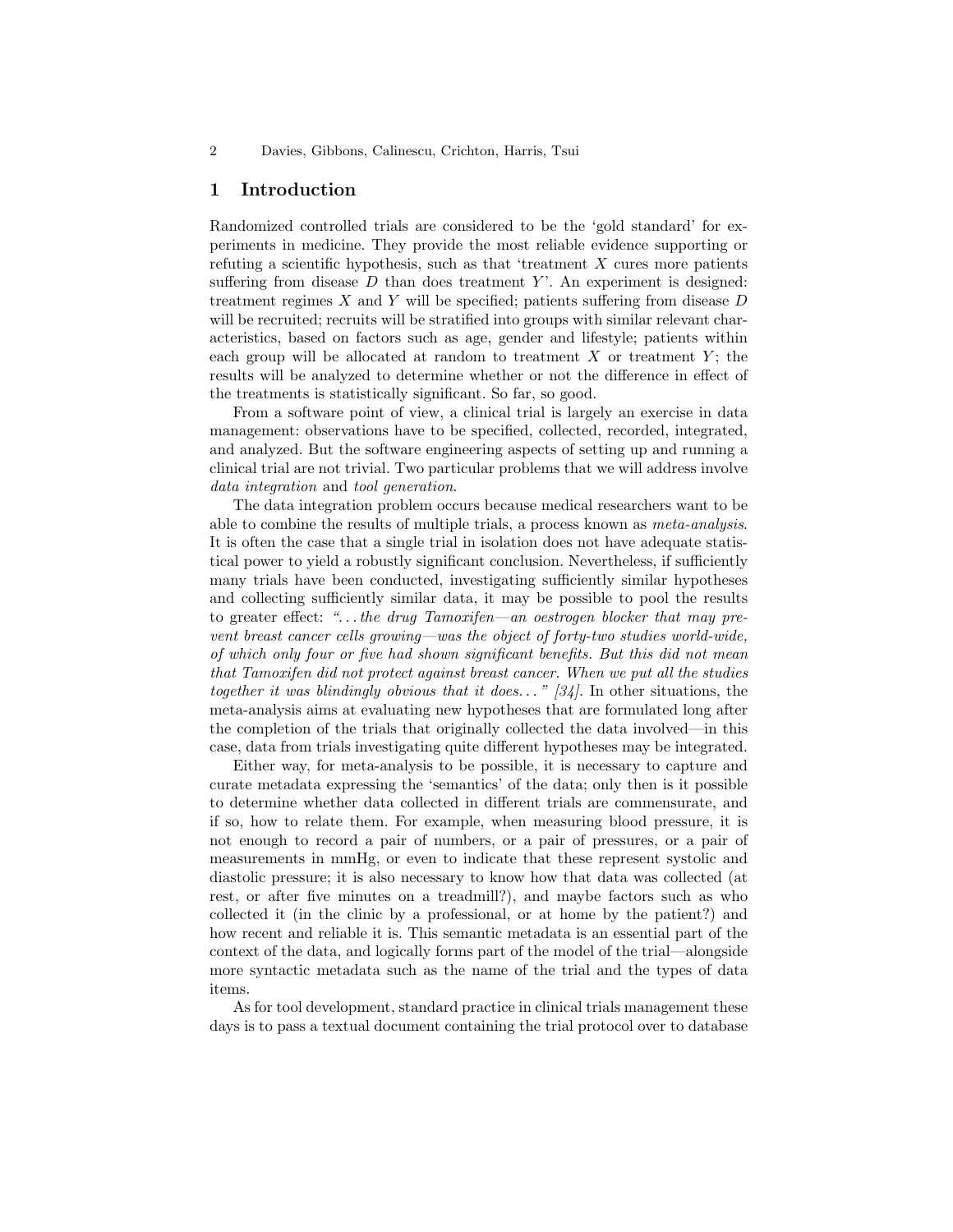## 1 Introduction

Randomized controlled trials are considered to be the 'gold standard' for experiments in medicine. They provide the most reliable evidence supporting or refuting a scientific hypothesis, such as that 'treatment $X$ cures more patients suffering from disease $D$ than does treatment $Y$'. An experiment is designed: treatment regimes $X$ and $Y$ will be specified; patients suffering from disease $D$ will be recruited; recruits will be stratified into groups with similar relevant characteristics, based on factors such as age, gender and lifestyle; patients within each group will be allocated at random to treatment $X$ or treatment $Y$; the results will be analyzed to determine whether or not the difference in effect of the treatments is statistically significant. So far, so good.

From a software point of view, a clinical trial is largely an exercise in data management: observations have to be specified, collected, recorded, integrated, and analyzed. But the software engineering aspects of setting up and running a clinical trial are not trivial. Two particular problems that we will address involve *data integration* and *tool generation*.

The data integration problem occurs because medical researchers want to be able to combine the results of multiple trials, a process known as *meta-analysis*. It is often the case that a single trial in isolation does not have adequate statistical power to yield a robustly significant conclusion. Nevertheless, if sufficiently many trials have been conducted, investigating sufficiently similar hypotheses and collecting sufficiently similar data, it may be possible to pool the results to greater effect: *"...the drug Tamoxifen—an oestrogen blocker that may prevent breast cancer cells growing—was the object of forty-two studies world-wide, of which only four or five had shown significant benefits. But this did not mean that Tamoxifen did not protect against breast cancer. When we put all the studies together it was blindingly obvious that it does..." [34].* In other situations, the meta-analysis aims at evaluating new hypotheses that are formulated long after the completion of the trials that originally collected the data involved—in this case, data from trials investigating quite different hypotheses may be integrated.

Either way, for meta-analysis to be possible, it is necessary to capture and curate metadata expressing the 'semantics' of the data; only then is it possible to determine whether data collected in different trials are commensurate, and if so, how to relate them. For example, when measuring blood pressure, it is not enough to record a pair of numbers, or a pair of pressures, or a pair of measurements in mmHg, or even to indicate that these represent systolic and diastolic pressure; it is also necessary to know how that data was collected (at rest, or after five minutes on a treadmill?), and maybe factors such as who collected it (in the clinic by a professional, or at home by the patient?) and how recent and reliable it is. This semantic metadata is an essential part of the context of the data, and logically forms part of the model of the trial—alongside more syntactic metadata such as the name of the trial and the types of data items.

As for tool development, standard practice in clinical trials management these days is to pass a textual document containing the trial protocol over to database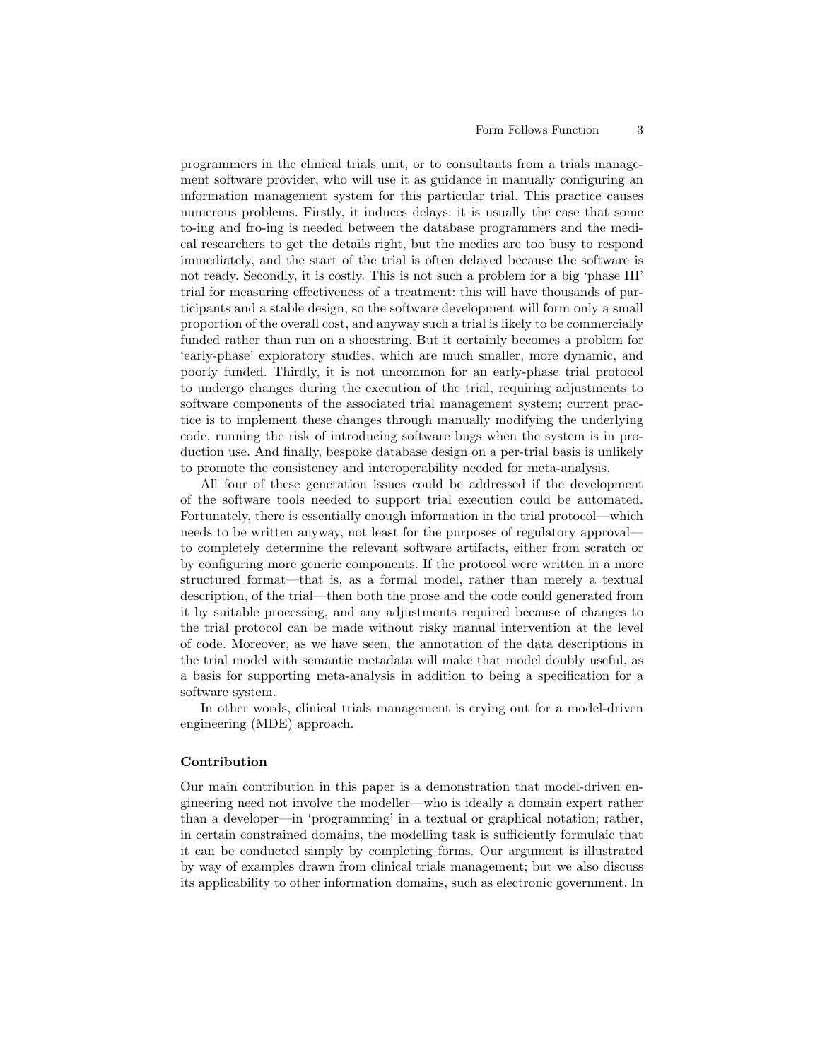programmers in the clinical trials unit, or to consultants from a trials management software provider, who will use it as guidance in manually configuring an information management system for this particular trial. This practice causes numerous problems. Firstly, it induces delays: it is usually the case that some to-ing and fro-ing is needed between the database programmers and the medical researchers to get the details right, but the medics are too busy to respond immediately, and the start of the trial is often delayed because the software is not ready. Secondly, it is costly. This is not such a problem for a big 'phase III' trial for measuring effectiveness of a treatment: this will have thousands of participants and a stable design, so the software development will form only a small proportion of the overall cost, and anyway such a trial is likely to be commercially funded rather than run on a shoestring. But it certainly becomes a problem for 'early-phase' exploratory studies, which are much smaller, more dynamic, and poorly funded. Thirdly, it is not uncommon for an early-phase trial protocol to undergo changes during the execution of the trial, requiring adjustments to software components of the associated trial management system; current practice is to implement these changes through manually modifying the underlying code, running the risk of introducing software bugs when the system is in production use. And finally, bespoke database design on a per-trial basis is unlikely to promote the consistency and interoperability needed for meta-analysis.

All four of these generation issues could be addressed if the development of the software tools needed to support trial execution could be automated. Fortunately, there is essentially enough information in the trial protocol—which needs to be written anyway, not least for the purposes of regulatory approval—to completely determine the relevant software artifacts, either from scratch or by configuring more generic components. If the protocol were written in a more structured format—that is, as a formal model, rather than merely a textual description, of the trial—then both the prose and the code could generated from it by suitable processing, and any adjustments required because of changes to the trial protocol can be made without risky manual intervention at the level of code. Moreover, as we have seen, the annotation of the data descriptions in the trial model with semantic metadata will make that model doubly useful, as a basis for supporting meta-analysis in addition to being a specification for a software system.

In other words, clinical trials management is crying out for a model-driven engineering (MDE) approach.

### Contribution

Our main contribution in this paper is a demonstration that model-driven engineering need not involve the modeller—who is ideally a domain expert rather than a developer—in 'programming' in a textual or graphical notation; rather, in certain constrained domains, the modelling task is sufficiently formulaic that it can be conducted simply by completing forms. Our argument is illustrated by way of examples drawn from clinical trials management; but we also discuss its applicability to other information domains, such as electronic government. In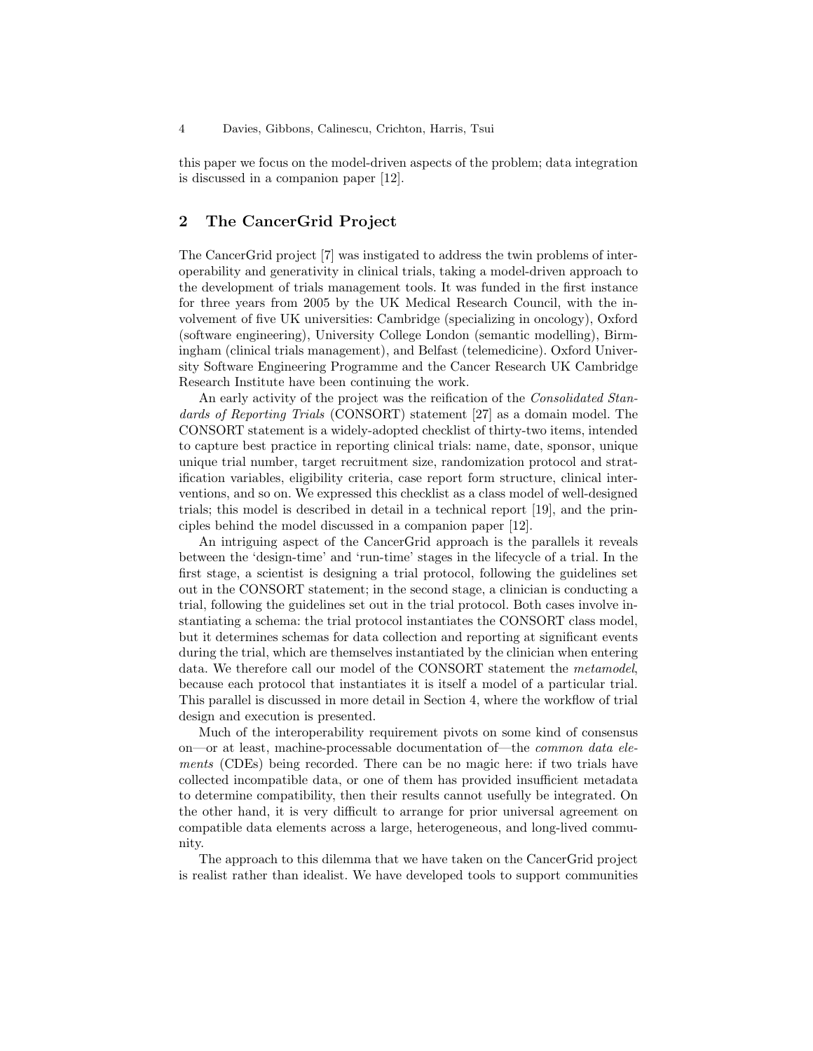this paper we focus on the model-driven aspects of the problem; data integration is discussed in a companion paper [12].

## 2 The CancerGrid Project

The CancerGrid project [7] was instigated to address the twin problems of interoperability and generativity in clinical trials, taking a model-driven approach to the development of trials management tools. It was funded in the first instance for three years from 2005 by the UK Medical Research Council, with the involvement of five UK universities: Cambridge (specializing in oncology), Oxford (software engineering), University College London (semantic modelling), Birmingham (clinical trials management), and Belfast (telemedicine). Oxford University Software Engineering Programme and the Cancer Research UK Cambridge Research Institute have been continuing the work.

An early activity of the project was the reification of the *Consolidated Standards of Reporting Trials* (CONSORT) statement [27] as a domain model. The CONSORT statement is a widely-adopted checklist of thirty-two items, intended to capture best practice in reporting clinical trials: name, date, sponsor, unique unique trial number, target recruitment size, randomization protocol and stratification variables, eligibility criteria, case report form structure, clinical interventions, and so on. We expressed this checklist as a class model of well-designed trials; this model is described in detail in a technical report [19], and the principles behind the model discussed in a companion paper [12].

An intriguing aspect of the CancerGrid approach is the parallels it reveals between the 'design-time' and 'run-time' stages in the lifecycle of a trial. In the first stage, a scientist is designing a trial protocol, following the guidelines set out in the CONSORT statement; in the second stage, a clinician is conducting a trial, following the guidelines set out in the trial protocol. Both cases involve instantiating a schema: the trial protocol instantiates the CONSORT class model, but it determines schemas for data collection and reporting at significant events during the trial, which are themselves instantiated by the clinician when entering data. We therefore call our model of the CONSORT statement the *metamodel*, because each protocol that instantiates it is itself a model of a particular trial. This parallel is discussed in more detail in Section 4, where the workflow of trial design and execution is presented.

Much of the interoperability requirement pivots on some kind of consensus on—or at least, machine-processable documentation of—the *common data elements* (CDEs) being recorded. There can be no magic here: if two trials have collected incompatible data, or one of them has provided insufficient metadata to determine compatibility, then their results cannot usefully be integrated. On the other hand, it is very difficult to arrange for prior universal agreement on compatible data elements across a large, heterogeneous, and long-lived community.

The approach to this dilemma that we have taken on the CancerGrid project is realist rather than idealist. We have developed tools to support communities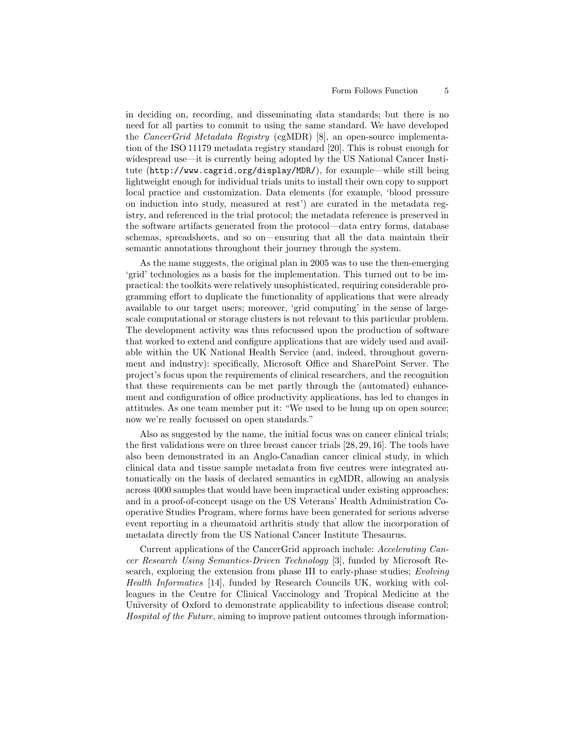in deciding on, recording, and disseminating data standards; but there is no need for all parties to commit to using the same standard. We have developed the *CancerGrid Metadata Registry* (cgMDR) [8], an open-source implementation of the ISO 11179 metadata registry standard [20]. This is robust enough for widespread use—it is currently being adopted by the US National Cancer Institute (`http://www.cagrid.org/display/MDR/`), for example—while still being lightweight enough for individual trials units to install their own copy to support local practice and customization. Data elements (for example, 'blood pressure on induction into study, measured at rest') are curated in the metadata registry, and referenced in the trial protocol; the metadata reference is preserved in the software artifacts generated from the protocol—data entry forms, database schemas, spreadsheets, and so on—ensuring that all the data maintain their semantic annotations throughout their journey through the system.

As the name suggests, the original plan in 2005 was to use the then-emerging 'grid' technologies as a basis for the implementation. This turned out to be impractical: the toolkits were relatively unsophisticated, requiring considerable programming effort to duplicate the functionality of applications that were already available to our target users; moreover, 'grid computing' in the sense of large-scale computational or storage clusters is not relevant to this particular problem. The development activity was thus refocussed upon the production of software that worked to extend and configure applications that are widely used and available within the UK National Health Service (and, indeed, throughout government and industry): specifically, Microsoft Office and SharePoint Server. The project's focus upon the requirements of clinical researchers, and the recognition that these requirements can be met partly through the (automated) enhancement and configuration of office productivity applications, has led to changes in attitudes. As one team member put it: "We used to be hung up on open source; now we're really focussed on open standards."

Also as suggested by the name, the initial focus was on cancer clinical trials; the first validations were on three breast cancer trials [28, 29, 16]. The tools have also been demonstrated in an Anglo-Canadian cancer clinical study, in which clinical data and tissue sample metadata from five centres were integrated automatically on the basis of declared semantics in cgMDR, allowing an analysis across 4000 samples that would have been impractical under existing approaches; and in a proof-of-concept usage on the US Veterans' Health Administration Cooperative Studies Program, where forms have been generated for serious adverse event reporting in a rheumatoid arthritis study that allow the incorporation of metadata directly from the US National Cancer Institute Thesaurus.

Current applications of the CancerGrid approach include: *Accelerating Cancer Research Using Semantics-Driven Technology* [3], funded by Microsoft Research, exploring the extension from phase III to early-phase studies; *Evolving Health Informatics* [14], funded by Research Councils UK, working with colleagues in the Centre for Clinical Vaccinology and Tropical Medicine at the University of Oxford to demonstrate applicability to infectious disease control; *Hospital of the Future*, aiming to improve patient outcomes through information-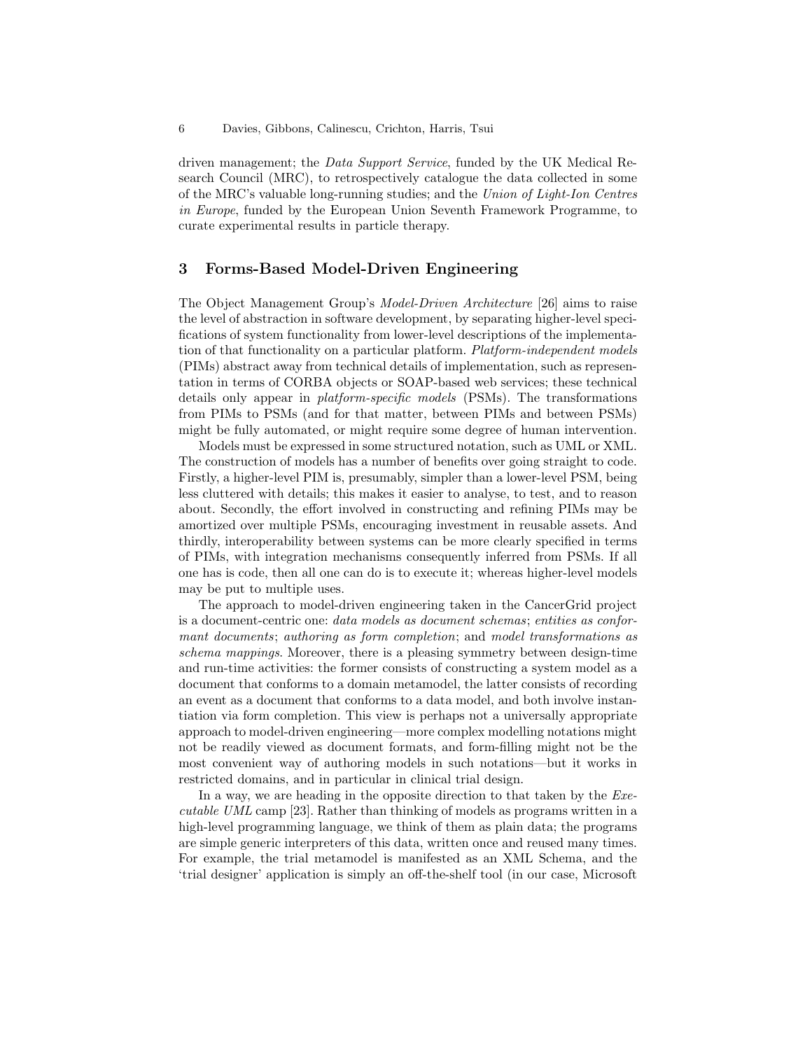driven management; the *Data Support Service*, funded by the UK Medical Research Council (MRC), to retrospectively catalogue the data collected in some of the MRC's valuable long-running studies; and the *Union of Light-Ion Centres in Europe*, funded by the European Union Seventh Framework Programme, to curate experimental results in particle therapy.

## 3 Forms-Based Model-Driven Engineering

The Object Management Group's *Model-Driven Architecture* [26] aims to raise the level of abstraction in software development, by separating higher-level specifications of system functionality from lower-level descriptions of the implementation of that functionality on a particular platform. *Platform-independent models* (PIMs) abstract away from technical details of implementation, such as representation in terms of CORBA objects or SOAP-based web services; these technical details only appear in *platform-specific models* (PSMs). The transformations from PIMs to PSMs (and for that matter, between PIMs and between PSMs) might be fully automated, or might require some degree of human intervention.

Models must be expressed in some structured notation, such as UML or XML. The construction of models has a number of benefits over going straight to code. Firstly, a higher-level PIM is, presumably, simpler than a lower-level PSM, being less cluttered with details; this makes it easier to analyse, to test, and to reason about. Secondly, the effort involved in constructing and refining PIMs may be amortized over multiple PSMs, encouraging investment in reusable assets. And thirdly, interoperability between systems can be more clearly specified in terms of PIMs, with integration mechanisms consequently inferred from PSMs. If all one has is code, then all one can do is to execute it; whereas higher-level models may be put to multiple uses.

The approach to model-driven engineering taken in the CancerGrid project is a document-centric one: *data models as document schemas*; *entities as conformant documents*; *authoring as form completion*; and *model transformations as schema mappings*. Moreover, there is a pleasing symmetry between design-time and run-time activities: the former consists of constructing a system model as a document that conforms to a domain metamodel, the latter consists of recording an event as a document that conforms to a data model, and both involve instantiation via form completion. This view is perhaps not a universally appropriate approach to model-driven engineering—more complex modelling notations might not be readily viewed as document formats, and form-filling might not be the most convenient way of authoring models in such notations—but it works in restricted domains, and in particular in clinical trial design.

In a way, we are heading in the opposite direction to that taken by the *Executable UML* camp [23]. Rather than thinking of models as programs written in a high-level programming language, we think of them as plain data; the programs are simple generic interpreters of this data, written once and reused many times. For example, the trial metamodel is manifested as an XML Schema, and the 'trial designer' application is simply an off-the-shelf tool (in our case, Microsoft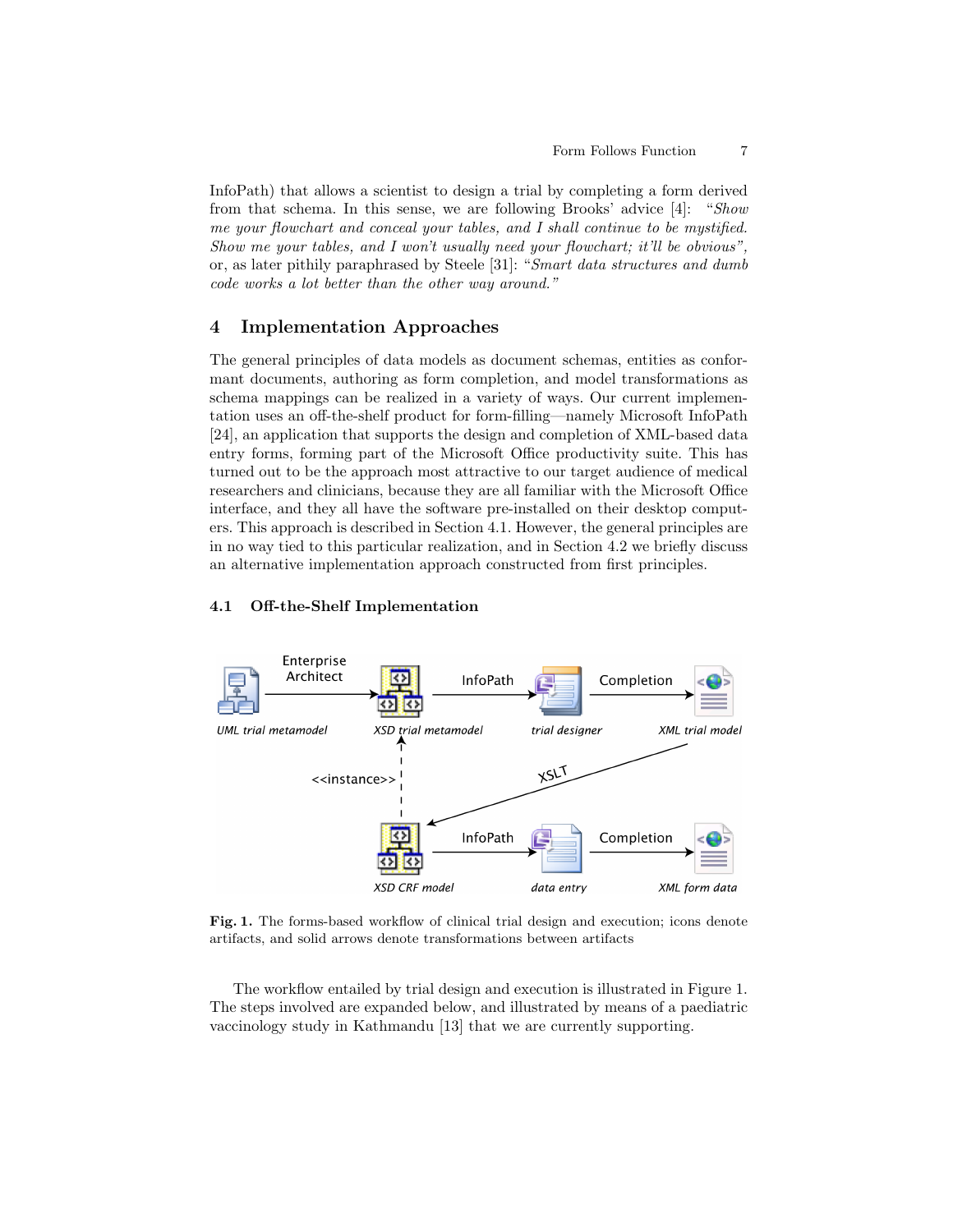InfoPath) that allows a scientist to design a trial by completing a form derived from that schema. In this sense, we are following Brooks' advice [4]: "*Show me your flowchart and conceal your tables, and I shall continue to be mystified. Show me your tables, and I won't usually need your flowchart; it'll be obvious*", or, as later pithily paraphrased by Steele [31]: "*Smart data structures and dumb code works a lot better than the other way around.*"

## 4 Implementation Approaches

The general principles of data models as document schemas, entities as conformant documents, authoring as form completion, and model transformations as schema mappings can be realized in a variety of ways. Our current implementation uses an off-the-shelf product for form-filling—namely Microsoft InfoPath [24], an application that supports the design and completion of XML-based data entry forms, forming part of the Microsoft Office productivity suite. This has turned out to be the approach most attractive to our target audience of medical researchers and clinicians, because they are all familiar with the Microsoft Office interface, and they all have the software pre-installed on their desktop computers. This approach is described in Section 4.1. However, the general principles are in no way tied to this particular realization, and in Section 4.2 we briefly discuss an alternative implementation approach constructed from first principles.

### 4.1 Off-the-Shelf Implementation

**Fig. 1.** The forms-based workflow of clinical trial design and execution; icons denote artifacts, and solid arrows denote transformations between artifacts

The workflow entailed by trial design and execution is illustrated in Figure 1. The steps involved are expanded below, and illustrated by means of a paediatric vaccinology study in Kathmandu [13] that we are currently supporting.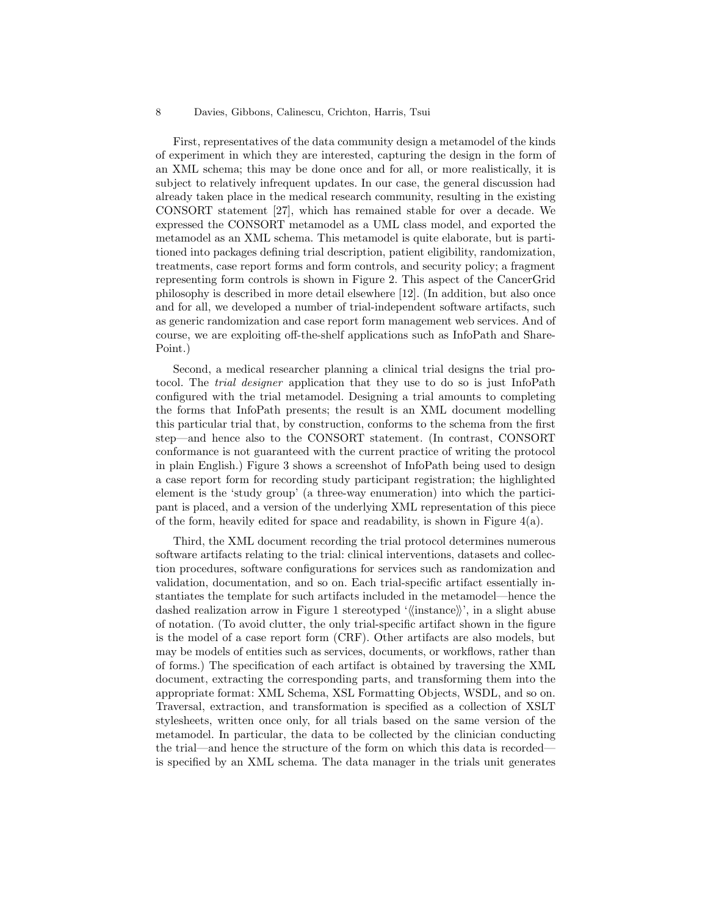First, representatives of the data community design a metamodel of the kinds of experiment in which they are interested, capturing the design in the form of an XML schema; this may be done once and for all, or more realistically, it is subject to relatively infrequent updates. In our case, the general discussion had already taken place in the medical research community, resulting in the existing CONSORT statement [27], which has remained stable for over a decade. We expressed the CONSORT metamodel as a UML class model, and exported the metamodel as an XML schema. This metamodel is quite elaborate, but is partitioned into packages defining trial description, patient eligibility, randomization, treatments, case report forms and form controls, and security policy; a fragment representing form controls is shown in Figure 2. This aspect of the CancerGrid philosophy is described in more detail elsewhere [12]. (In addition, but also once and for all, we developed a number of trial-independent software artifacts, such as generic randomization and case report form management web services. And of course, we are exploiting off-the-shelf applications such as InfoPath and SharePoint.)

Second, a medical researcher planning a clinical trial designs the trial protocol. The *trial designer* application that they use to do so is just InfoPath configured with the trial metamodel. Designing a trial amounts to completing the forms that InfoPath presents; the result is an XML document modelling this particular trial that, by construction, conforms to the schema from the first step—and hence also to the CONSORT statement. (In contrast, CONSORT conformance is not guaranteed with the current practice of writing the protocol in plain English.) Figure 3 shows a screenshot of InfoPath being used to design a case report form for recording study participant registration; the highlighted element is the 'study group' (a three-way enumeration) into which the participant is placed, and a version of the underlying XML representation of this piece of the form, heavily edited for space and readability, is shown in Figure 4(a).

Third, the XML document recording the trial protocol determines numerous software artifacts relating to the trial: clinical interventions, datasets and collection procedures, software configurations for services such as randomization and validation, documentation, and so on. Each trial-specific artifact essentially instantiates the template for such artifacts included in the metamodel—hence the dashed realization arrow in Figure 1 stereotyped '⟪instance⟫', in a slight abuse of notation. (To avoid clutter, the only trial-specific artifact shown in the figure is the model of a case report form (CRF). Other artifacts are also models, but may be models of entities such as services, documents, or workflows, rather than of forms.) The specification of each artifact is obtained by traversing the XML document, extracting the corresponding parts, and transforming them into the appropriate format: XML Schema, XSL Formatting Objects, WSDL, and so on. Traversal, extraction, and transformation is specified as a collection of XSLT stylesheets, written once only, for all trials based on the same version of the metamodel. In particular, the data to be collected by the clinician conducting the trial—and hence the structure of the form on which this data is recorded—is specified by an XML schema. The data manager in the trials unit generates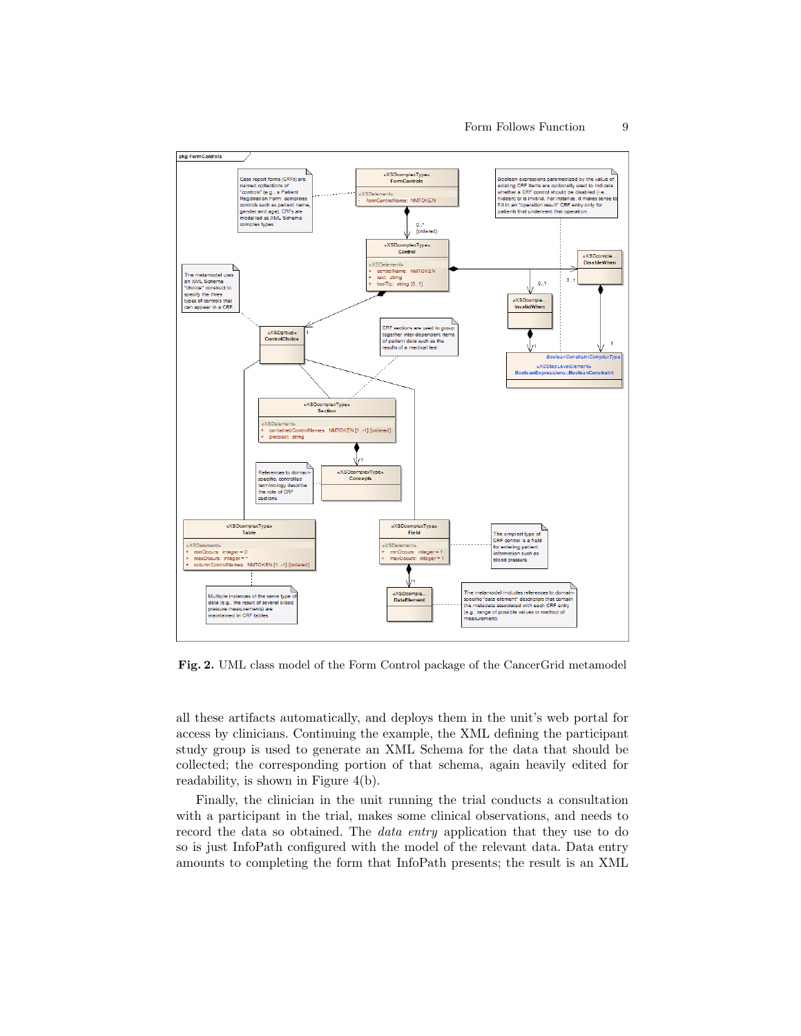**Fig. 2.** UML class model of the Form Control package of the CancerGrid metamodel

all these artifacts automatically, and deploys them in the unit's web portal for access by clinicians. Continuing the example, the XML defining the participant study group is used to generate an XML Schema for the data that should be collected; the corresponding portion of that schema, again heavily edited for readability, is shown in Figure 4(b).

Finally, the clinician in the unit running the trial conducts a consultation with a participant in the trial, makes some clinical observations, and needs to record the data so obtained. The *data entry* application that they use to do so is just InfoPath configured with the model of the relevant data. Data entry amounts to completing the form that InfoPath presents; the result is an XML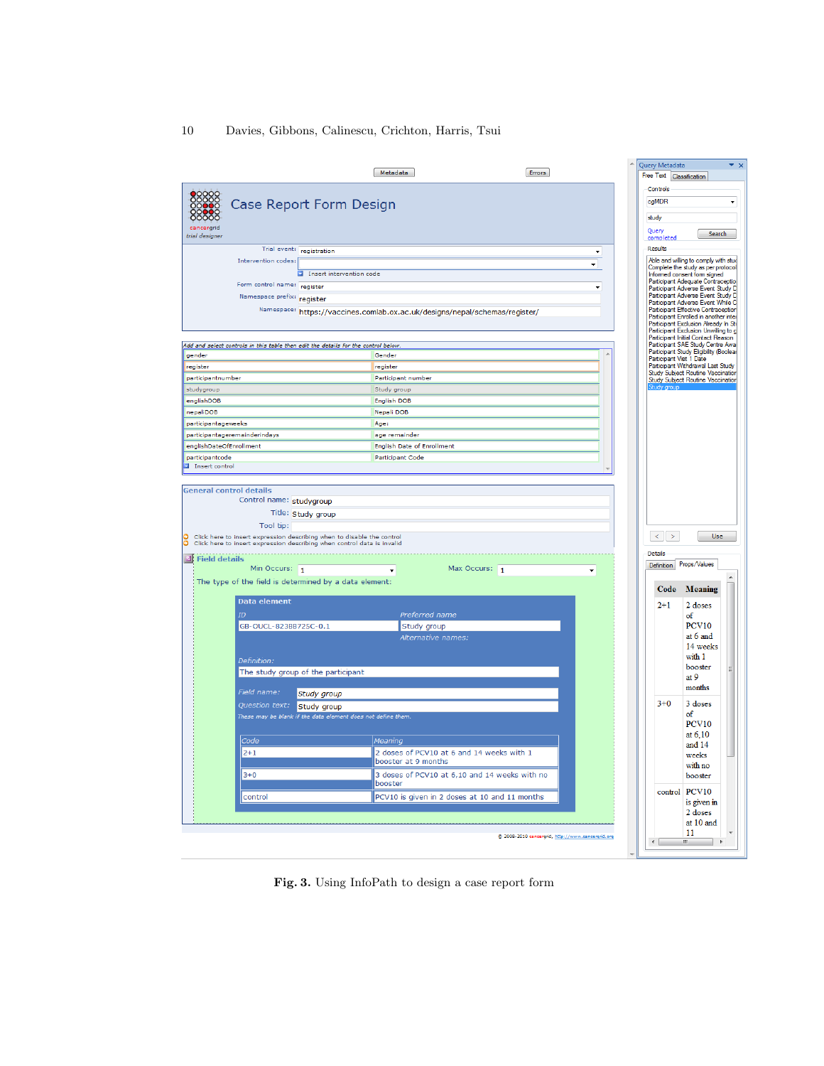Fig. 3. Using InfoPath to design a case report form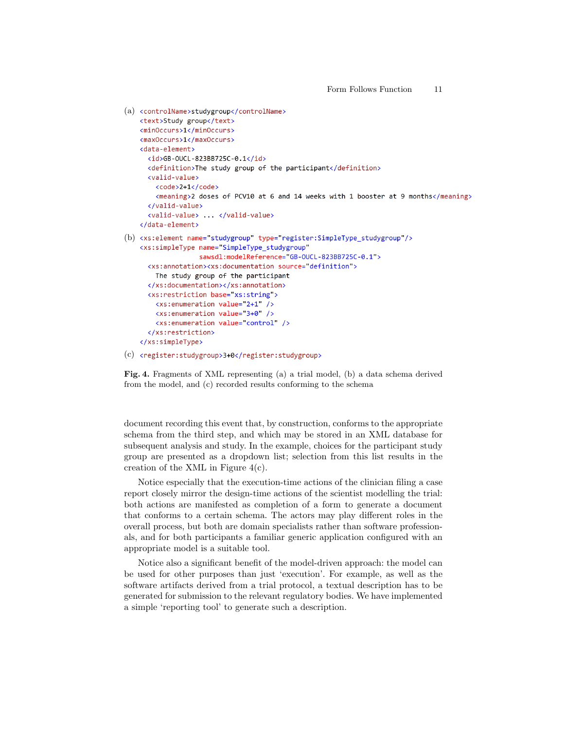(a)
```
<controlName>studygroup</controlName>
<text>Study group</text>
<minOccurs>1</minOccurs>
<maxOccurs>1</maxOccurs>
<data-element>
  <id>GB-OUCL-823BB725C-0.1</id>
  <definition>The study group of the participant</definition>
  <valid-value>
    <code>2+1</code>
    <meaning>2 doses of PCV10 at 6 and 14 weeks with 1 booster at 9 months</meaning>
  </valid-value>
  <valid-value> ... </valid-value>
</data-element>
```

(b)
```
<xs:element name="studygroup" type="register:SimpleType_studygroup"/>
<xs:simpleType name="SimpleType_studygroup"
               sawsdl:modelReference="GB-OUCL-823BB725C-0.1">
  <xs:annotation><xs:documentation source="definition">
    The study group of the participant
  </xs:documentation></xs:annotation>
  <xs:restriction base="xs:string">
    <xs:enumeration value="2+1" />
    <xs:enumeration value="3+0" />
    <xs:enumeration value="control" />
  </xs:restriction>
</xs:simpleType>
```

(c)
```
<register:studygroup>3+0</register:studygroup>
```

**Fig. 4.** Fragments of XML representing (a) a trial model, (b) a data schema derived from the model, and (c) recorded results conforming to the schema

document recording this event that, by construction, conforms to the appropriate schema from the third step, and which may be stored in an XML database for subsequent analysis and study. In the example, choices for the participant study group are presented as a dropdown list; selection from this list results in the creation of the XML in Figure 4(c).

Notice especially that the execution-time actions of the clinician filing a case report closely mirror the design-time actions of the scientist modelling the trial: both actions are manifested as completion of a form to generate a document that conforms to a certain schema. The actors may play different roles in the overall process, but both are domain specialists rather than software professionals, and for both participants a familiar generic application configured with an appropriate model is a suitable tool.

Notice also a significant benefit of the model-driven approach: the model can be used for other purposes than just 'execution'. For example, as well as the software artifacts derived from a trial protocol, a textual description has to be generated for submission to the relevant regulatory bodies. We have implemented a simple 'reporting tool' to generate such a description.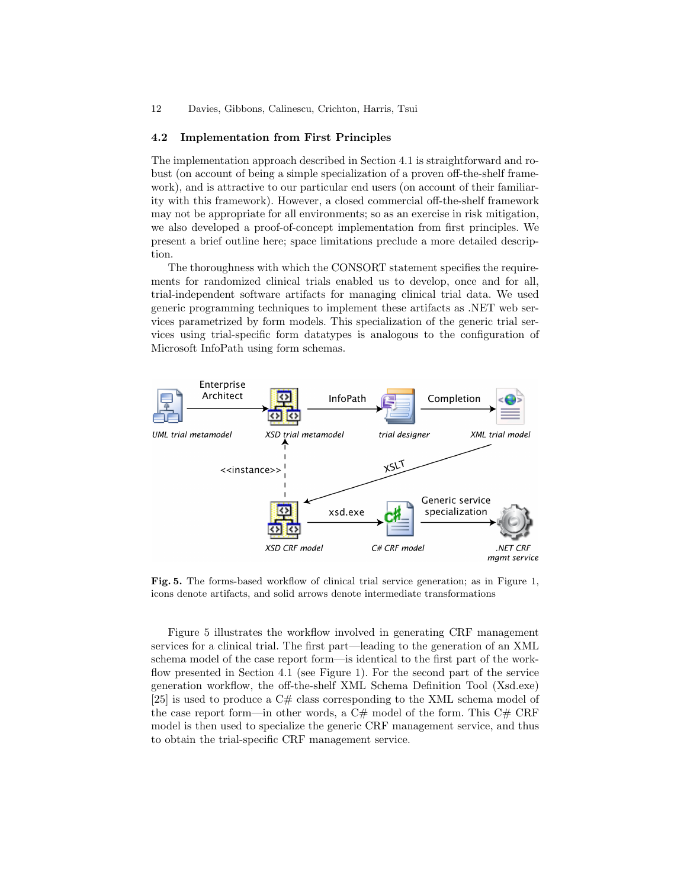### 4.2 Implementation from First Principles

The implementation approach described in Section 4.1 is straightforward and robust (on account of being a simple specialization of a proven off-the-shelf framework), and is attractive to our particular end users (on account of their familiarity with this framework). However, a closed commercial off-the-shelf framework may not be appropriate for all environments; so as an exercise in risk mitigation, we also developed a proof-of-concept implementation from first principles. We present a brief outline here; space limitations preclude a more detailed description.

The thoroughness with which the CONSORT statement specifies the requirements for randomized clinical trials enabled us to develop, once and for all, trial-independent software artifacts for managing clinical trial data. We used generic programming techniques to implement these artifacts as .NET web services parametrized by form models. This specialization of the generic trial services using trial-specific form datatypes is analogous to the configuration of Microsoft InfoPath using form schemas.

**Fig. 5.** The forms-based workflow of clinical trial service generation; as in Figure 1, icons denote artifacts, and solid arrows denote intermediate transformations

Figure 5 illustrates the workflow involved in generating CRF management services for a clinical trial. The first part—leading to the generation of an XML schema model of the case report form—is identical to the first part of the workflow presented in Section 4.1 (see Figure 1). For the second part of the service generation workflow, the off-the-shelf XML Schema Definition Tool (Xsd.exe) [25] is used to produce a C# class corresponding to the XML schema model of the case report form—in other words, a C# model of the form. This C# CRF model is then used to specialize the generic CRF management service, and thus to obtain the trial-specific CRF management service.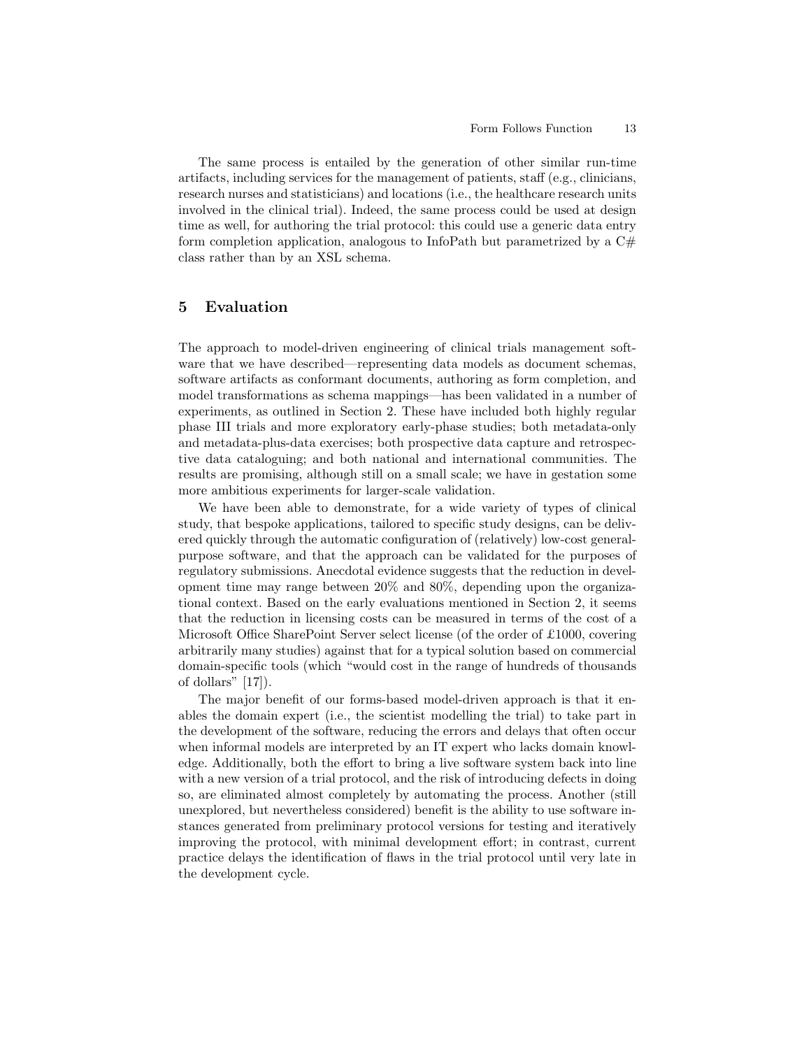The same process is entailed by the generation of other similar run-time artifacts, including services for the management of patients, staff (e.g., clinicians, research nurses and statisticians) and locations (i.e., the healthcare research units involved in the clinical trial). Indeed, the same process could be used at design time as well, for authoring the trial protocol: this could use a generic data entry form completion application, analogous to InfoPath but parametrized by a C# class rather than by an XSL schema.

## 5 Evaluation

The approach to model-driven engineering of clinical trials management software that we have described—representing data models as document schemas, software artifacts as conformant documents, authoring as form completion, and model transformations as schema mappings—has been validated in a number of experiments, as outlined in Section 2. These have included both highly regular phase III trials and more exploratory early-phase studies; both metadata-only and metadata-plus-data exercises; both prospective data capture and retrospective data cataloguing; and both national and international communities. The results are promising, although still on a small scale; we have in gestation some more ambitious experiments for larger-scale validation.

We have been able to demonstrate, for a wide variety of types of clinical study, that bespoke applications, tailored to specific study designs, can be delivered quickly through the automatic configuration of (relatively) low-cost general-purpose software, and that the approach can be validated for the purposes of regulatory submissions. Anecdotal evidence suggests that the reduction in development time may range between 20% and 80%, depending upon the organizational context. Based on the early evaluations mentioned in Section 2, it seems that the reduction in licensing costs can be measured in terms of the cost of a Microsoft Office SharePoint Server select license (of the order of £1000, covering arbitrarily many studies) against that for a typical solution based on commercial domain-specific tools (which "would cost in the range of hundreds of thousands of dollars" [17]).

The major benefit of our forms-based model-driven approach is that it enables the domain expert (i.e., the scientist modelling the trial) to take part in the development of the software, reducing the errors and delays that often occur when informal models are interpreted by an IT expert who lacks domain knowledge. Additionally, both the effort to bring a live software system back into line with a new version of a trial protocol, and the risk of introducing defects in doing so, are eliminated almost completely by automating the process. Another (still unexplored, but nevertheless considered) benefit is the ability to use software instances generated from preliminary protocol versions for testing and iteratively improving the protocol, with minimal development effort; in contrast, current practice delays the identification of flaws in the trial protocol until very late in the development cycle.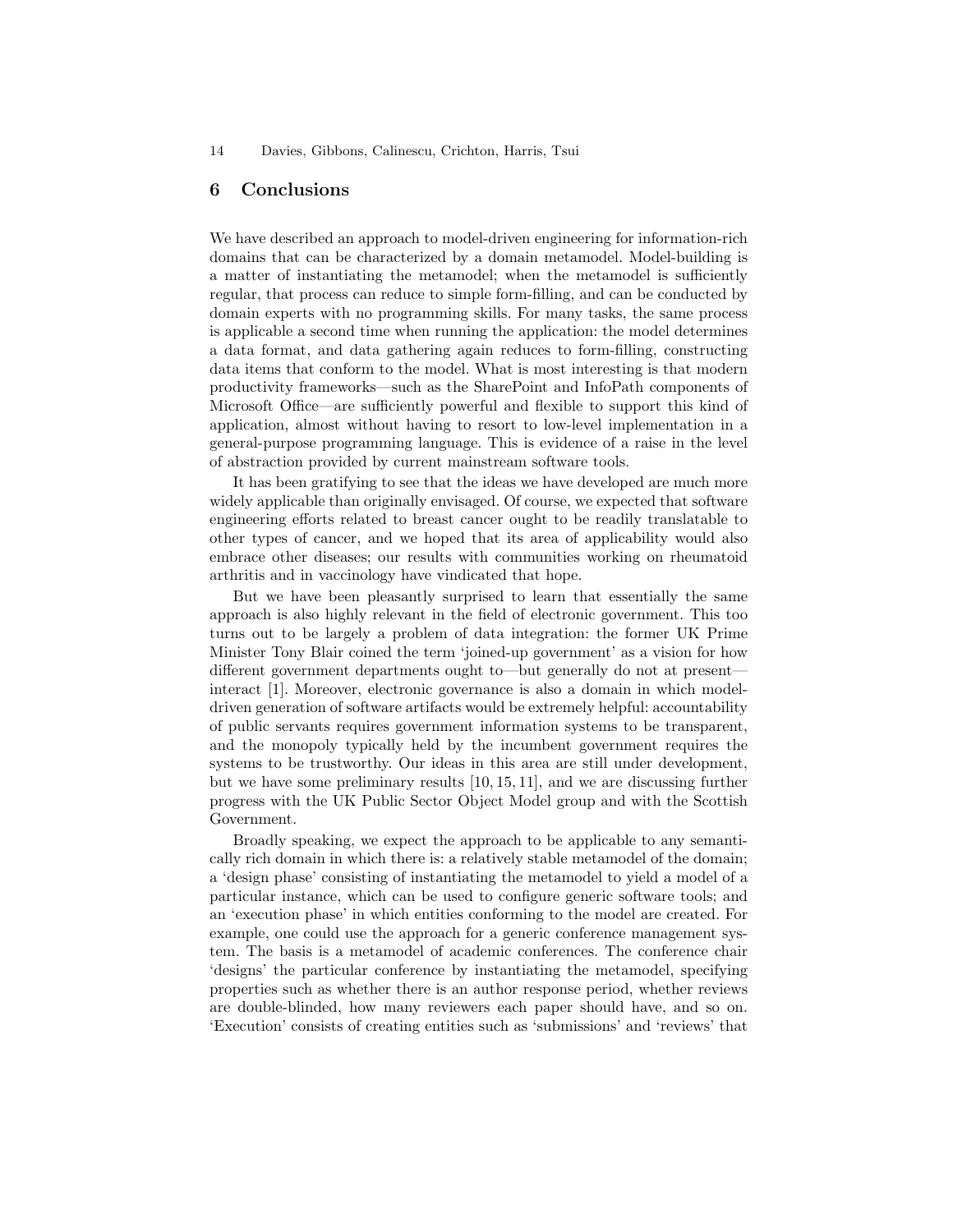## 6 Conclusions

We have described an approach to model-driven engineering for information-rich domains that can be characterized by a domain metamodel. Model-building is a matter of instantiating the metamodel; when the metamodel is sufficiently regular, that process can reduce to simple form-filling, and can be conducted by domain experts with no programming skills. For many tasks, the same process is applicable a second time when running the application: the model determines a data format, and data gathering again reduces to form-filling, constructing data items that conform to the model. What is most interesting is that modern productivity frameworks—such as the SharePoint and InfoPath components of Microsoft Office—are sufficiently powerful and flexible to support this kind of application, almost without having to resort to low-level implementation in a general-purpose programming language. This is evidence of a raise in the level of abstraction provided by current mainstream software tools.

It has been gratifying to see that the ideas we have developed are much more widely applicable than originally envisaged. Of course, we expected that software engineering efforts related to breast cancer ought to be readily translatable to other types of cancer, and we hoped that its area of applicability would also embrace other diseases; our results with communities working on rheumatoid arthritis and in vaccinology have vindicated that hope.

But we have been pleasantly surprised to learn that essentially the same approach is also highly relevant in the field of electronic government. This too turns out to be largely a problem of data integration: the former UK Prime Minister Tony Blair coined the term 'joined-up government' as a vision for how different government departments ought to—but generally do not at present—interact [1]. Moreover, electronic governance is also a domain in which model-driven generation of software artifacts would be extremely helpful: accountability of public servants requires government information systems to be transparent, and the monopoly typically held by the incumbent government requires the systems to be trustworthy. Our ideas in this area are still under development, but we have some preliminary results [10, 15, 11], and we are discussing further progress with the UK Public Sector Object Model group and with the Scottish Government.

Broadly speaking, we expect the approach to be applicable to any semantically rich domain in which there is: a relatively stable metamodel of the domain; a 'design phase' consisting of instantiating the metamodel to yield a model of a particular instance, which can be used to configure generic software tools; and an 'execution phase' in which entities conforming to the model are created. For example, one could use the approach for a generic conference management system. The basis is a metamodel of academic conferences. The conference chair 'designs' the particular conference by instantiating the metamodel, specifying properties such as whether there is an author response period, whether reviews are double-blinded, how many reviewers each paper should have, and so on. 'Execution' consists of creating entities such as 'submissions' and 'reviews' that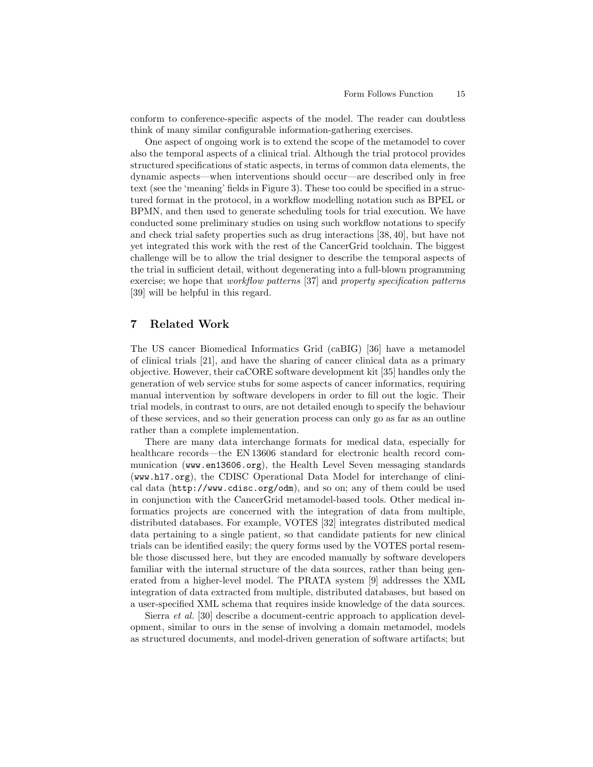conform to conference-specific aspects of the model. The reader can doubtless think of many similar configurable information-gathering exercises.

One aspect of ongoing work is to extend the scope of the metamodel to cover also the temporal aspects of a clinical trial. Although the trial protocol provides structured specifications of static aspects, in terms of common data elements, the dynamic aspects—when interventions should occur—are described only in free text (see the 'meaning' fields in Figure 3). These too could be specified in a structured format in the protocol, in a workflow modelling notation such as BPEL or BPMN, and then used to generate scheduling tools for trial execution. We have conducted some preliminary studies on using such workflow notations to specify and check trial safety properties such as drug interactions [38, 40], but have not yet integrated this work with the rest of the CancerGrid toolchain. The biggest challenge will be to allow the trial designer to describe the temporal aspects of the trial in sufficient detail, without degenerating into a full-blown programming exercise; we hope that *workflow patterns* [37] and *property specification patterns* [39] will be helpful in this regard.

## 7 Related Work

The US cancer Biomedical Informatics Grid (caBIG) [36] have a metamodel of clinical trials [21], and have the sharing of cancer clinical data as a primary objective. However, their caCORE software development kit [35] handles only the generation of web service stubs for some aspects of cancer informatics, requiring manual intervention by software developers in order to fill out the logic. Their trial models, in contrast to ours, are not detailed enough to specify the behaviour of these services, and so their generation process can only go as far as an outline rather than a complete implementation.

There are many data interchange formats for medical data, especially for healthcare records—the EN 13606 standard for electronic health record communication (`www.en13606.org`), the Health Level Seven messaging standards (`www.hl7.org`), the CDISC Operational Data Model for interchange of clinical data (`http://www.cdisc.org/odm`), and so on; any of them could be used in conjunction with the CancerGrid metamodel-based tools. Other medical informatics projects are concerned with the integration of data from multiple, distributed databases. For example, VOTES [32] integrates distributed medical data pertaining to a single patient, so that candidate patients for new clinical trials can be identified easily; the query forms used by the VOTES portal resemble those discussed here, but they are encoded manually by software developers familiar with the internal structure of the data sources, rather than being generated from a higher-level model. The PRATA system [9] addresses the XML integration of data extracted from multiple, distributed databases, but based on a user-specified XML schema that requires inside knowledge of the data sources.

Sierra *et al.* [30] describe a document-centric approach to application development, similar to ours in the sense of involving a domain metamodel, models as structured documents, and model-driven generation of software artifacts; but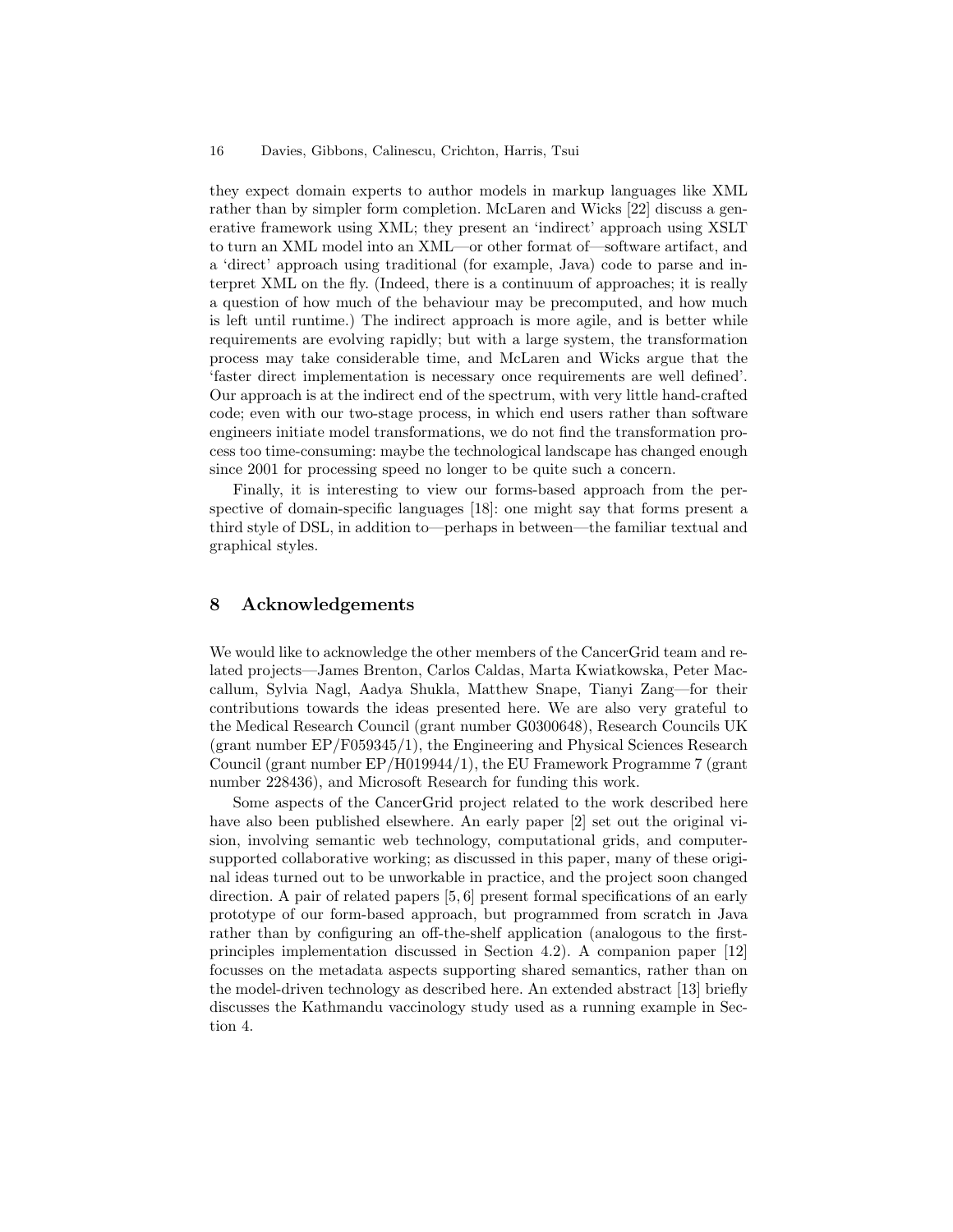they expect domain experts to author models in markup languages like XML rather than by simpler form completion. McLaren and Wicks [22] discuss a generative framework using XML; they present an 'indirect' approach using XSLT to turn an XML model into an XML—or other format of—software artifact, and a 'direct' approach using traditional (for example, Java) code to parse and interpret XML on the fly. (Indeed, there is a continuum of approaches; it is really a question of how much of the behaviour may be precomputed, and how much is left until runtime.) The indirect approach is more agile, and is better while requirements are evolving rapidly; but with a large system, the transformation process may take considerable time, and McLaren and Wicks argue that the 'faster direct implementation is necessary once requirements are well defined'. Our approach is at the indirect end of the spectrum, with very little hand-crafted code; even with our two-stage process, in which end users rather than software engineers initiate model transformations, we do not find the transformation process too time-consuming: maybe the technological landscape has changed enough since 2001 for processing speed no longer to be quite such a concern.

Finally, it is interesting to view our forms-based approach from the perspective of domain-specific languages [18]: one might say that forms present a third style of DSL, in addition to—perhaps in between—the familiar textual and graphical styles.

## 8 Acknowledgements

We would like to acknowledge the other members of the CancerGrid team and related projects—James Brenton, Carlos Caldas, Marta Kwiatkowska, Peter Maccallum, Sylvia Nagl, Aadya Shukla, Matthew Snape, Tianyi Zang—for their contributions towards the ideas presented here. We are also very grateful to the Medical Research Council (grant number G0300648), Research Councils UK (grant number EP/F059345/1), the Engineering and Physical Sciences Research Council (grant number EP/H019944/1), the EU Framework Programme 7 (grant number 228436), and Microsoft Research for funding this work.

Some aspects of the CancerGrid project related to the work described here have also been published elsewhere. An early paper [2] set out the original vision, involving semantic web technology, computational grids, and computer-supported collaborative working; as discussed in this paper, many of these original ideas turned out to be unworkable in practice, and the project soon changed direction. A pair of related papers [5, 6] present formal specifications of an early prototype of our form-based approach, but programmed from scratch in Java rather than by configuring an off-the-shelf application (analogous to the first-principles implementation discussed in Section 4.2). A companion paper [12] focusses on the metadata aspects supporting shared semantics, rather than on the model-driven technology as described here. An extended abstract [13] briefly discusses the Kathmandu vaccinology study used as a running example in Section 4.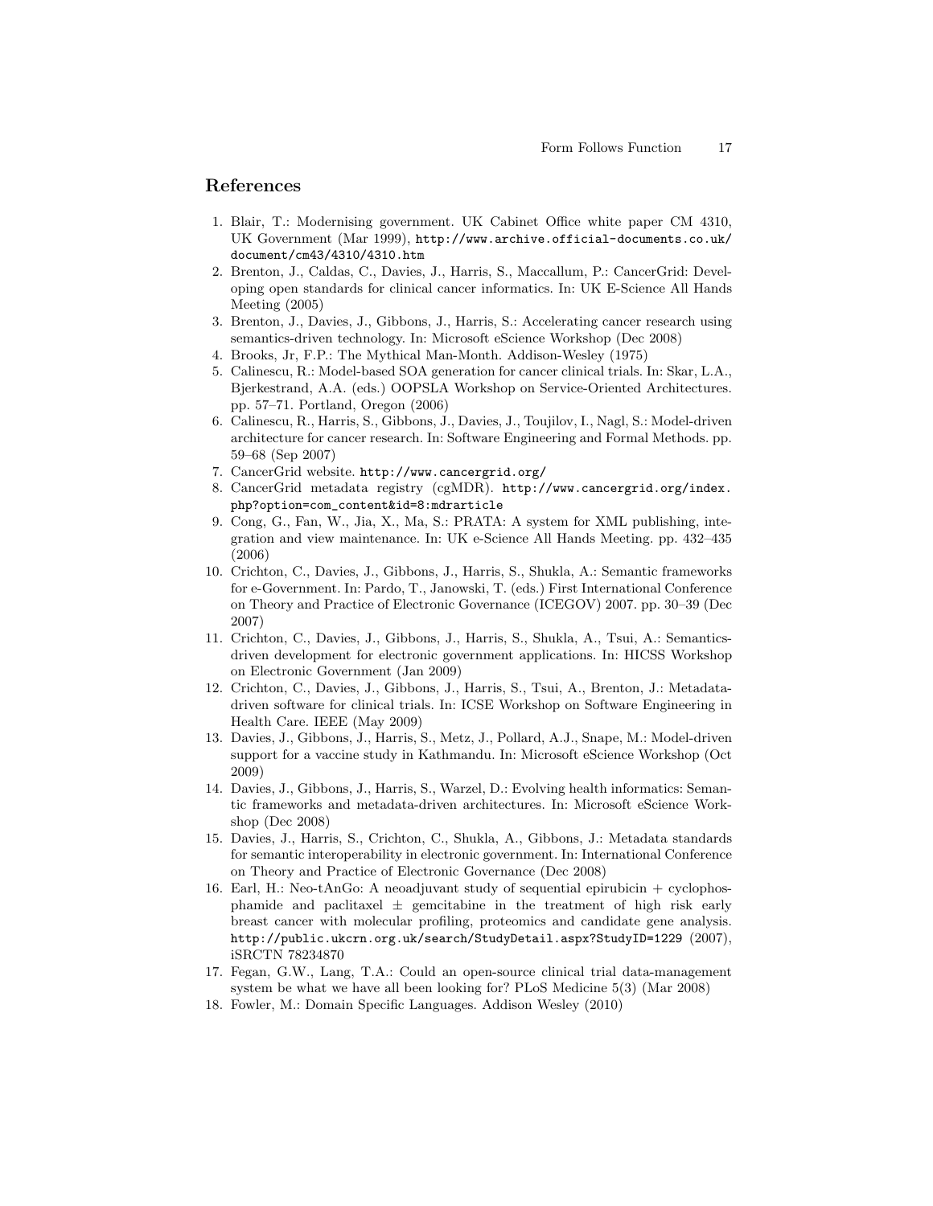## References

1. Blair, T.: Modernising government. UK Cabinet Office white paper CM 4310, UK Government (Mar 1999), http://www.archive.official-documents.co.uk/document/cm43/4310/4310.htm
2. Brenton, J., Caldas, C., Davies, J., Harris, S., Maccallum, P.: CancerGrid: Developing open standards for clinical cancer informatics. In: UK E-Science All Hands Meeting (2005)
3. Brenton, J., Davies, J., Gibbons, J., Harris, S.: Accelerating cancer research using semantics-driven technology. In: Microsoft eScience Workshop (Dec 2008)
4. Brooks, Jr, F.P.: The Mythical Man-Month. Addison-Wesley (1975)
5. Calinescu, R.: Model-based SOA generation for cancer clinical trials. In: Skar, L.A., Bjerkestrand, A.A. (eds.) OOPSLA Workshop on Service-Oriented Architectures. pp. 57–71. Portland, Oregon (2006)
6. Calinescu, R., Harris, S., Gibbons, J., Davies, J., Toujilov, I., Nagl, S.: Model-driven architecture for cancer research. In: Software Engineering and Formal Methods. pp. 59–68 (Sep 2007)
7. CancerGrid website. http://www.cancergrid.org/
8. CancerGrid metadata registry (cgMDR). http://www.cancergrid.org/index.php?option=com_content&id=8:mdrarticle
9. Cong, G., Fan, W., Jia, X., Ma, S.: PRATA: A system for XML publishing, integration and view maintenance. In: UK e-Science All Hands Meeting. pp. 432–435 (2006)
10. Crichton, C., Davies, J., Gibbons, J., Harris, S., Shukla, A.: Semantic frameworks for e-Government. In: Pardo, T., Janowski, T. (eds.) First International Conference on Theory and Practice of Electronic Governance (ICEGOV) 2007. pp. 30–39 (Dec 2007)
11. Crichton, C., Davies, J., Gibbons, J., Harris, S., Shukla, A., Tsui, A.: Semantics-driven development for electronic government applications. In: HICSS Workshop on Electronic Government (Jan 2009)
12. Crichton, C., Davies, J., Gibbons, J., Harris, S., Tsui, A., Brenton, J.: Metadata-driven software for clinical trials. In: ICSE Workshop on Software Engineering in Health Care. IEEE (May 2009)
13. Davies, J., Gibbons, J., Harris, S., Metz, J., Pollard, A.J., Snape, M.: Model-driven support for a vaccine study in Kathmandu. In: Microsoft eScience Workshop (Oct 2009)
14. Davies, J., Gibbons, J., Harris, S., Warzel, D.: Evolving health informatics: Semantic frameworks and metadata-driven architectures. In: Microsoft eScience Workshop (Dec 2008)
15. Davies, J., Harris, S., Crichton, C., Shukla, A., Gibbons, J.: Metadata standards for semantic interoperability in electronic government. In: International Conference on Theory and Practice of Electronic Governance (Dec 2008)
16. Earl, H.: Neo-tAnGo: A neoadjuvant study of sequential epirubicin + cyclophosphamide and paclitaxel ± gemcitabine in the treatment of high risk early breast cancer with molecular profiling, proteomics and candidate gene analysis. http://public.ukcrn.org.uk/search/StudyDetail.aspx?StudyID=1229 (2007), iSRCTN 78234870
17. Fegan, G.W., Lang, T.A.: Could an open-source clinical trial data-management system be what we have all been looking for? PLoS Medicine 5(3) (Mar 2008)
18. Fowler, M.: Domain Specific Languages. Addison Wesley (2010)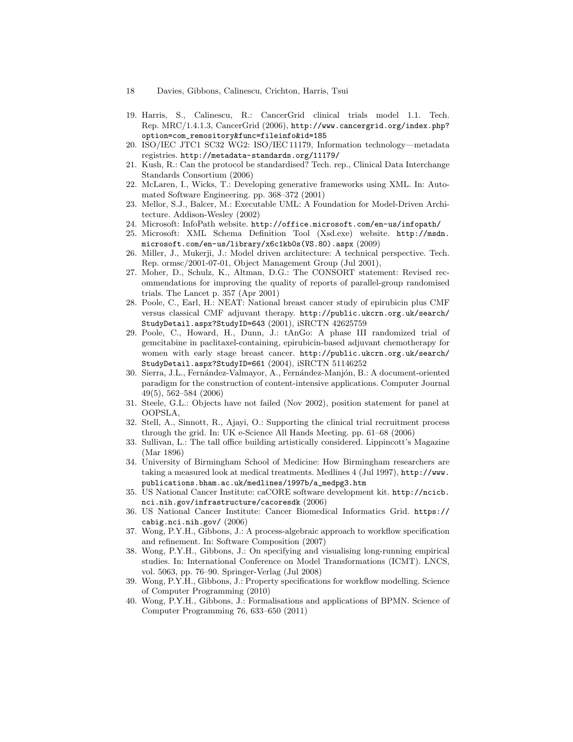19. Harris, S., Calinescu, R.: CancerGrid clinical trials model 1.1. Tech. Rep. MRC/1.4.1.3, CancerGrid (2006), http://www.cancergrid.org/index.php?option=com_remository&func=fileinfo&id=185
20. ISO/IEC JTC1 SC32 WG2: ISO/IEC 11179, Information technology—metadata registries. http://metadata-standards.org/11179/
21. Kush, R.: Can the protocol be standardised? Tech. rep., Clinical Data Interchange Standards Consortium (2006)
22. McLaren, I., Wicks, T.: Developing generative frameworks using XML. In: Automated Software Engineering. pp. 368–372 (2001)
23. Mellor, S.J., Balcer, M.: Executable UML: A Foundation for Model-Driven Architecture. Addison-Wesley (2002)
24. Microsoft: InfoPath website. http://office.microsoft.com/en-us/infopath/
25. Microsoft: XML Schema Definition Tool (Xsd.exe) website. http://msdn.microsoft.com/en-us/library/x6c1kb0s(VS.80).aspx (2009)
26. Miller, J., Mukerji, J.: Model driven architecture: A technical perspective. Tech. Rep. ormsc/2001-07-01, Object Management Group (Jul 2001),
27. Moher, D., Schulz, K., Altman, D.G.: The CONSORT statement: Revised recommendations for improving the quality of reports of parallel-group randomised trials. The Lancet p. 357 (Apr 2001)
28. Poole, C., Earl, H.: NEAT: National breast cancer study of epirubicin plus CMF versus classical CMF adjuvant therapy. http://public.ukcrn.org.uk/search/StudyDetail.aspx?StudyID=643 (2001), iSRCTN 42625759
29. Poole, C., Howard, H., Dunn, J.: tAnGo: A phase III randomized trial of gemcitabine in paclitaxel-containing, epirubicin-based adjuvant chemotherapy for women with early stage breast cancer. http://public.ukcrn.org.uk/search/StudyDetail.aspx?StudyID=661 (2004), iSRCTN 51146252
30. Sierra, J.L., Fernández-Valmayor, A., Fernández-Manjón, B.: A document-oriented paradigm for the construction of content-intensive applications. Computer Journal 49(5), 562–584 (2006)
31. Steele, G.L.: Objects have not failed (Nov 2002), position statement for panel at OOPSLA,
32. Stell, A., Sinnott, R., Ajayi, O.: Supporting the clinical trial recruitment process through the grid. In: UK e-Science All Hands Meeting. pp. 61–68 (2006)
33. Sullivan, L.: The tall office building artistically considered. Lippincott's Magazine (Mar 1896)
34. University of Birmingham School of Medicine: How Birmingham researchers are taking a measured look at medical treatments. Medlines 4 (Jul 1997), http://www.publications.bham.ac.uk/medlines/1997b/a_medpg3.htm
35. US National Cancer Institute: caCORE software development kit. http://ncicb.nci.nih.gov/infrastructure/cacoresdk (2006)
36. US National Cancer Institute: Cancer Biomedical Informatics Grid. https://cabig.nci.nih.gov/ (2006)
37. Wong, P.Y.H., Gibbons, J.: A process-algebraic approach to workflow specification and refinement. In: Software Composition (2007)
38. Wong, P.Y.H., Gibbons, J.: On specifying and visualising long-running empirical studies. In: International Conference on Model Transformations (ICMT). LNCS, vol. 5063, pp. 76–90. Springer-Verlag (Jul 2008)
39. Wong, P.Y.H., Gibbons, J.: Property specifications for workflow modelling. Science of Computer Programming (2010)
40. Wong, P.Y.H., Gibbons, J.: Formalisations and applications of BPMN. Science of Computer Programming 76, 633–650 (2011)